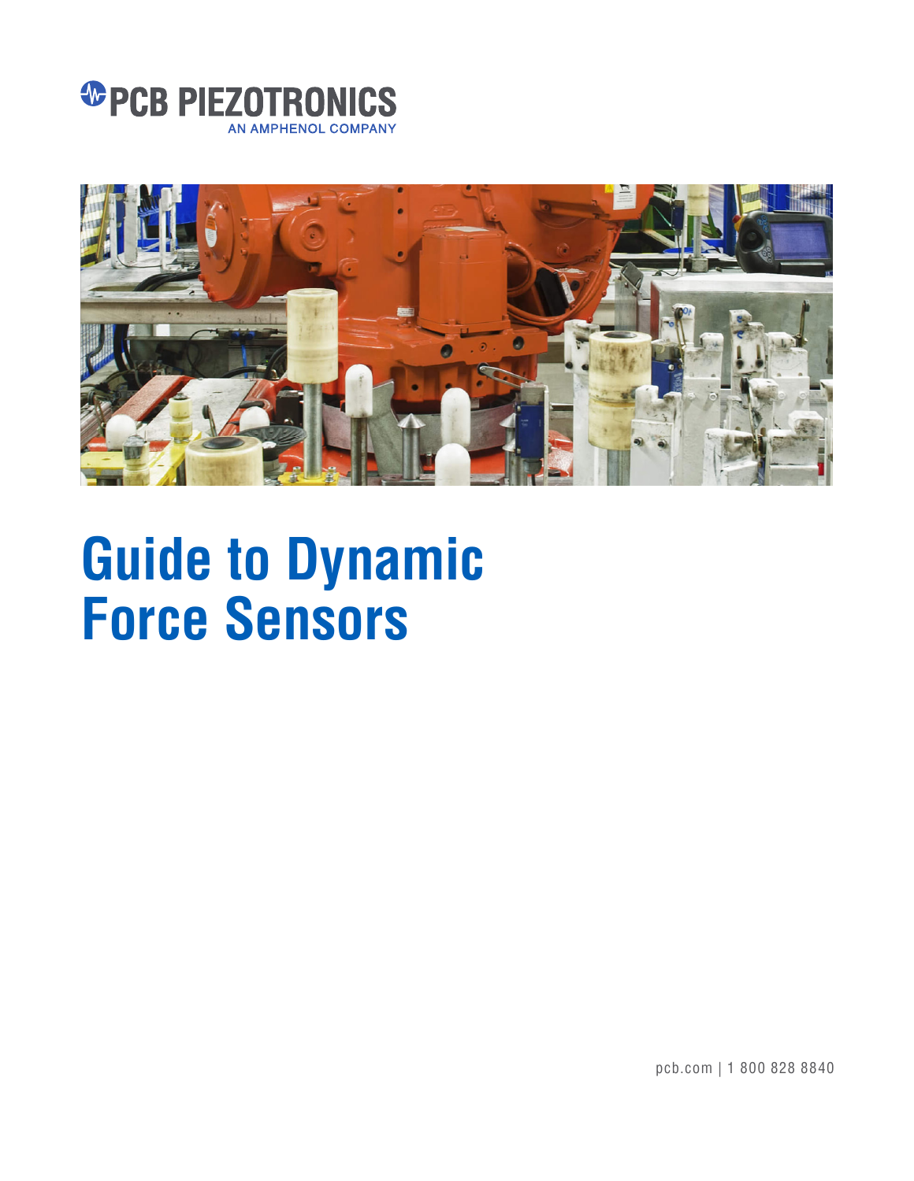PCB PIEZOTRONICS

AN AMPHENOL COMPANY

# Guide to Dynamic Force Sensors

pcb.com | 1 800 828 8840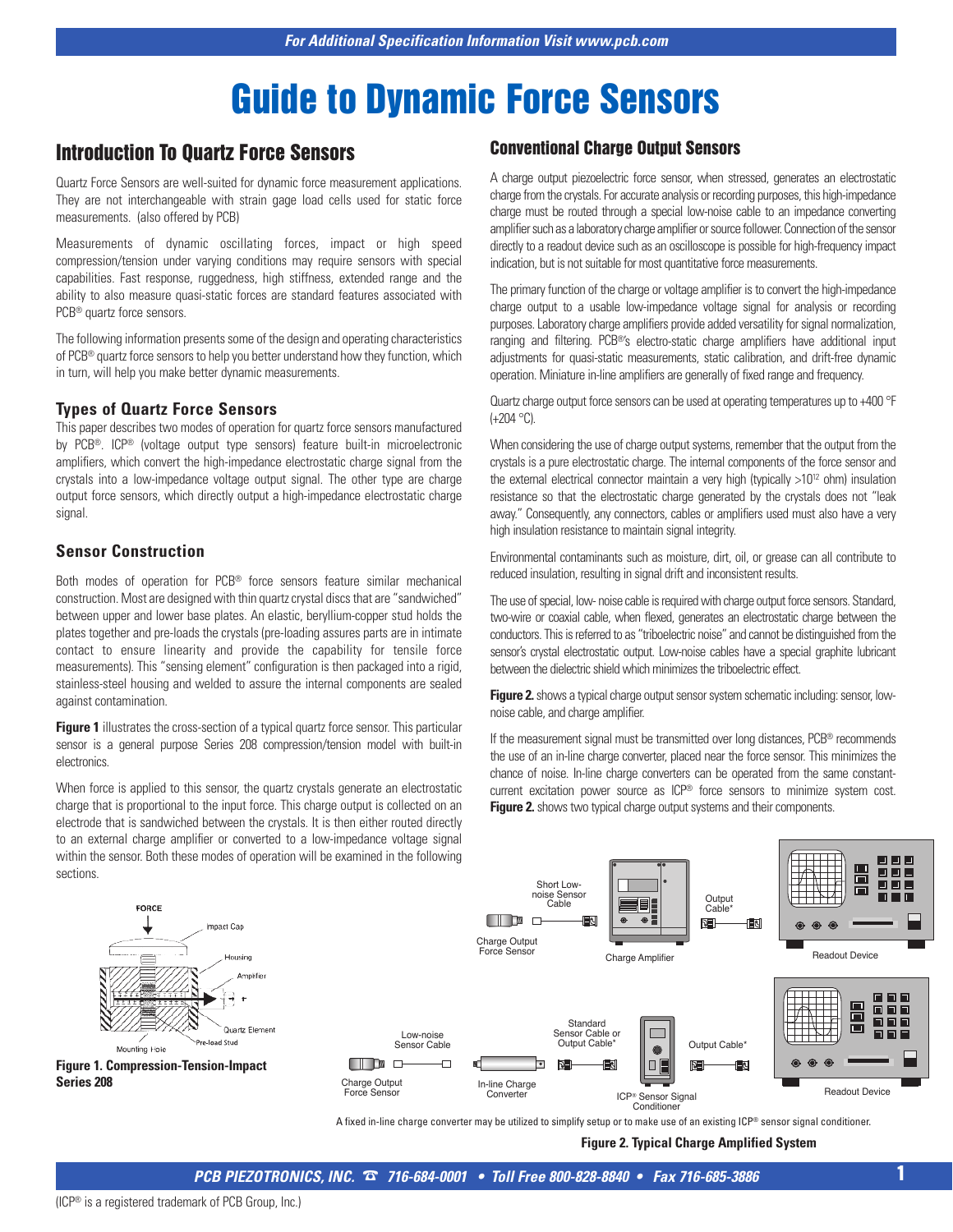# Guide to Dynamic Force Sensors

## Introduction To Quartz Force Sensors

Quartz Force Sensors are well-suited for dynamic force measurement applications. They are not interchangeable with strain gage load cells used for static force measurements. (also offered by PCB)

Measurements of dynamic oscillating forces, impact or high speed compression/tension under varying conditions may require sensors with special capabilities. Fast response, ruggedness, high stiffness, extended range and the ability to also measure quasi-static forces are standard features associated with PCB® quartz force sensors.

The following information presents some of the design and operating characteristics of PCB® quartz force sensors to help you better understand how they function, which in turn, will help you make better dynamic measurements.

### Types of Quartz Force Sensors

This paper describes two modes of operation for quartz force sensors manufactured by PCB®. ICP® (voltage output type sensors) feature built-in microelectronic amplifiers, which convert the high-impedance electrostatic charge signal from the crystals into a low-impedance voltage output signal. The other type are charge output force sensors, which directly output a high-impedance electrostatic charge signal.

### Sensor Construction

Both modes of operation for PCB® force sensors feature similar mechanical construction. Most are designed with thin quartz crystal discs that are "sandwiched" between upper and lower base plates. An elastic, beryllium-copper stud holds the plates together and pre-loads the crystals (pre-loading assures parts are in intimate contact to ensure linearity and provide the capability for tensile force measurements). This "sensing element" configuration is then packaged into a rigid, stainless-steel housing and welded to assure the internal components are sealed against contamination.

**Figure 1** illustrates the cross-section of a typical quartz force sensor. This particular sensor is a general purpose Series 208 compression/tension model with built-in electronics.

When force is applied to this sensor, the quartz crystals generate an electrostatic charge that is proportional to the input force. This charge output is collected on an electrode that is sandwiched between the crystals. It is then either routed directly to an external charge amplifier or converted to a low-impedance voltage signal within the sensor. Both these modes of operation will be examined in the following sections.

**Figure 1. Compression-Tension-Impact Series 208**

## Conventional Charge Output Sensors

A charge output piezoelectric force sensor, when stressed, generates an electrostatic charge from the crystals. For accurate analysis or recording purposes, this high-impedance charge must be routed through a special low-noise cable to an impedance converting amplifier such as a laboratory charge amplifier or source follower. Connection of the sensor directly to a readout device such as an oscilloscope is possible for high-frequency impact indication, but is not suitable for most quantitative force measurements.

The primary function of the charge or voltage amplifier is to convert the high-impedance charge output to a usable low-impedance voltage signal for analysis or recording purposes. Laboratory charge amplifiers provide added versatility for signal normalization, ranging and filtering. PCB®'s electro-static charge amplifiers have additional input adjustments for quasi-static measurements, static calibration, and drift-free dynamic operation. Miniature in-line amplifiers are generally of fixed range and frequency.

Quartz charge output force sensors can be used at operating temperatures up to +400 °F (+204 °C).

When considering the use of charge output systems, remember that the output from the crystals is a pure electrostatic charge. The internal components of the force sensor and the external electrical connector maintain a very high (typically $>10^{12}$ ohm) insulation resistance so that the electrostatic charge generated by the crystals does not "leak away." Consequently, any connectors, cables or amplifiers used must also have a very high insulation resistance to maintain signal integrity.

Environmental contaminants such as moisture, dirt, oil, or grease can all contribute to reduced insulation, resulting in signal drift and inconsistent results.

The use of special, low- noise cable is required with charge output force sensors. Standard, two-wire or coaxial cable, when flexed, generates an electrostatic charge between the conductors. This is referred to as "triboelectric noise" and cannot be distinguished from the sensor's crystal electrostatic output. Low-noise cables have a special graphite lubricant between the dielectric shield which minimizes the triboelectric effect.

**Figure 2.** shows a typical charge output sensor system schematic including: sensor, low-noise cable, and charge amplifier.

If the measurement signal must be transmitted over long distances, PCB® recommends the use of an in-line charge converter, placed near the force sensor. This minimizes the chance of noise. In-line charge converters can be operated from the same constant-current excitation power source as ICP® force sensors to minimize system cost. **Figure 2.** shows two typical charge output systems and their components.

A fixed in-line charge converter may be utilized to simplify setup or to make use of an existing ICP® sensor signal conditioner.

**Figure 2. Typical Charge Amplified System**

(ICP® is a registered trademark of PCB Group, Inc.)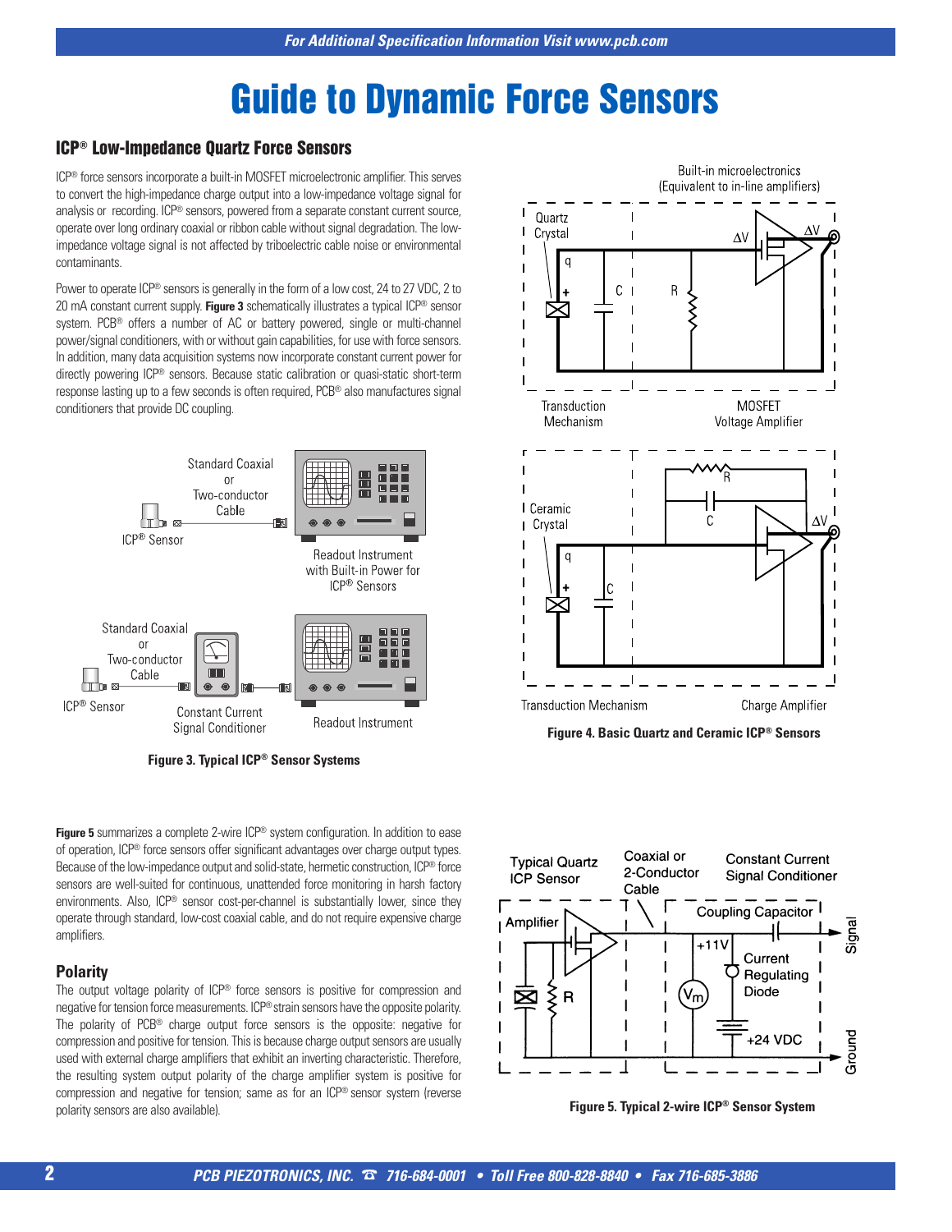# Guide to Dynamic Force Sensors

## ICP® Low-Impedance Quartz Force Sensors

ICP® force sensors incorporate a built-in MOSFET microelectronic amplifier. This serves to convert the high-impedance charge output into a low-impedance voltage signal for analysis or recording. ICP® sensors, powered from a separate constant current source, operate over long ordinary coaxial or ribbon cable without signal degradation. The low-impedance voltage signal is not affected by triboelectric cable noise or environmental contaminants.

Power to operate ICP® sensors is generally in the form of a low cost, 24 to 27 VDC, 2 to 20 mA constant current supply. **Figure 3** schematically illustrates a typical ICP® sensor system. PCB® offers a number of AC or battery powered, single or multi-channel power/signal conditioners, with or without gain capabilities, for use with force sensors. In addition, many data acquisition systems now incorporate constant current power for directly powering ICP® sensors. Because static calibration or quasi-static short-term response lasting up to a few seconds is often required, PCB® also manufactures signal conditioners that provide DC coupling.

**Figure 3. Typical ICP® Sensor Systems**

**Figure 4. Basic Quartz and Ceramic ICP® Sensors**

**Figure 5** summarizes a complete 2-wire ICP® system configuration. In addition to ease of operation, ICP® force sensors offer significant advantages over charge output types. Because of the low-impedance output and solid-state, hermetic construction, ICP® force sensors are well-suited for continuous, unattended force monitoring in harsh factory environments. Also, ICP® sensor cost-per-channel is substantially lower, since they operate through standard, low-cost coaxial cable, and do not require expensive charge amplifiers.

### Polarity

The output voltage polarity of ICP® force sensors is positive for compression and negative for tension force measurements. ICP® strain sensors have the opposite polarity. The polarity of PCB® charge output force sensors is the opposite: negative for compression and positive for tension. This is because charge output sensors are usually used with external charge amplifiers that exhibit an inverting characteristic. Therefore, the resulting system output polarity of the charge amplifier system is positive for compression and negative for tension; same as for an ICP® sensor system (reverse polarity sensors are also available).

**Figure 5. Typical 2-wire ICP® Sensor System**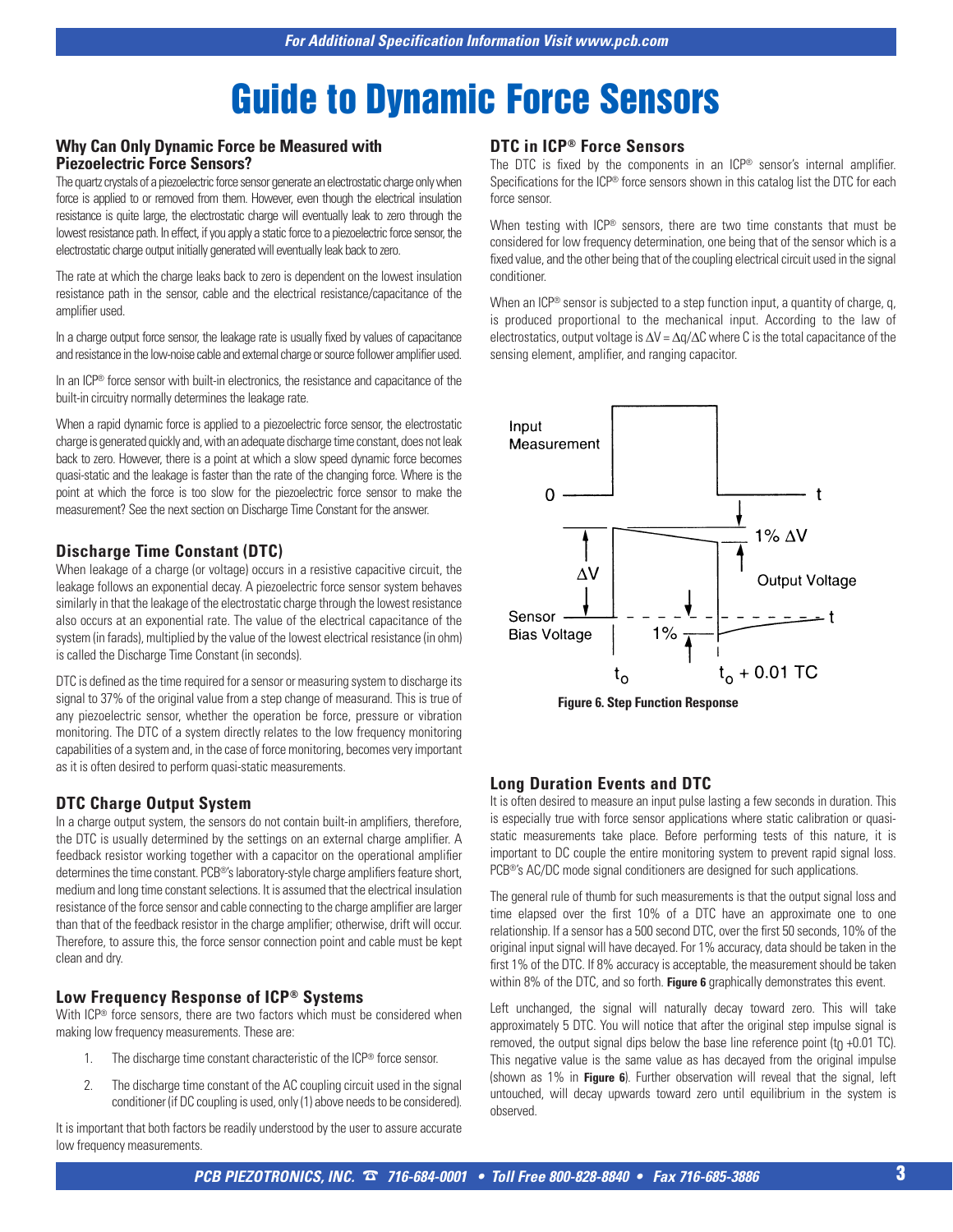# Guide to Dynamic Force Sensors

### Why Can Only Dynamic Force be Measured with Piezoelectric Force Sensors?

The quartz crystals of a piezoelectric force sensor generate an electrostatic charge only when force is applied to or removed from them. However, even though the electrical insulation resistance is quite large, the electrostatic charge will eventually leak to zero through the lowest resistance path. In effect, if you apply a static force to a piezoelectric force sensor, the electrostatic charge output initially generated will eventually leak back to zero.

The rate at which the charge leaks back to zero is dependent on the lowest insulation resistance path in the sensor, cable and the electrical resistance/capacitance of the amplifier used.

In a charge output force sensor, the leakage rate is usually fixed by values of capacitance and resistance in the low-noise cable and external charge or source follower amplifier used.

In an ICP® force sensor with built-in electronics, the resistance and capacitance of the built-in circuitry normally determines the leakage rate.

When a rapid dynamic force is applied to a piezoelectric force sensor, the electrostatic charge is generated quickly and, with an adequate discharge time constant, does not leak back to zero. However, there is a point at which a slow speed dynamic force becomes quasi-static and the leakage is faster than the rate of the changing force. Where is the point at which the force is too slow for the piezoelectric force sensor to make the measurement? See the next section on Discharge Time Constant for the answer.

### Discharge Time Constant (DTC)

When leakage of a charge (or voltage) occurs in a resistive capacitive circuit, the leakage follows an exponential decay. A piezoelectric force sensor system behaves similarly in that the leakage of the electrostatic charge through the lowest resistance also occurs at an exponential rate. The value of the electrical capacitance of the system (in farads), multiplied by the value of the lowest electrical resistance (in ohm) is called the Discharge Time Constant (in seconds).

DTC is defined as the time required for a sensor or measuring system to discharge its signal to 37% of the original value from a step change of measurand. This is true of any piezoelectric sensor, whether the operation be force, pressure or vibration monitoring. The DTC of a system directly relates to the low frequency monitoring capabilities of a system and, in the case of force monitoring, becomes very important as it is often desired to perform quasi-static measurements.

### DTC Charge Output System

In a charge output system, the sensors do not contain built-in amplifiers, therefore, the DTC is usually determined by the settings on an external charge amplifier. A feedback resistor working together with a capacitor on the operational amplifier determines the time constant. PCB®'s laboratory-style charge amplifiers feature short, medium and long time constant selections. It is assumed that the electrical insulation resistance of the force sensor and cable connecting to the charge amplifier are larger than that of the feedback resistor in the charge amplifier; otherwise, drift will occur. Therefore, to assure this, the force sensor connection point and cable must be kept clean and dry.

### Low Frequency Response of ICP® Systems

With ICP® force sensors, there are two factors which must be considered when making low frequency measurements. These are:

1. The discharge time constant characteristic of the ICP® force sensor.
2. The discharge time constant of the AC coupling circuit used in the signal conditioner (if DC coupling is used, only (1) above needs to be considered).

It is important that both factors be readily understood by the user to assure accurate low frequency measurements.

### DTC in ICP® Force Sensors

The DTC is fixed by the components in an ICP® sensor's internal amplifier. Specifications for the ICP® force sensors shown in this catalog list the DTC for each force sensor.

When testing with ICP® sensors, there are two time constants that must be considered for low frequency determination, one being that of the sensor which is a fixed value, and the other being that of the coupling electrical circuit used in the signal conditioner.

When an ICP® sensor is subjected to a step function input, a quantity of charge, q, is produced proportional to the mechanical input. According to the law of electrostatics, output voltage is $\Delta V = \Delta q/\Delta C$ where C is the total capacitance of the sensing element, amplifier, and ranging capacitor.

**Figure 6. Step Function Response**

### Long Duration Events and DTC

It is often desired to measure an input pulse lasting a few seconds in duration. This is especially true with force sensor applications where static calibration or quasi-static measurements take place. Before performing tests of this nature, it is important to DC couple the entire monitoring system to prevent rapid signal loss. PCB®'s AC/DC mode signal conditioners are designed for such applications.

The general rule of thumb for such measurements is that the output signal loss and time elapsed over the first 10% of a DTC have an approximate one to one relationship. If a sensor has a 500 second DTC, over the first 50 seconds, 10% of the original input signal will have decayed. For 1% accuracy, data should be taken in the first 1% of the DTC. If 8% accuracy is acceptable, the measurement should be taken within 8% of the DTC, and so forth. **Figure 6** graphically demonstrates this event.

Left unchanged, the signal will naturally decay toward zero. This will take approximately 5 DTC. You will notice that after the original step impulse signal is removed, the output signal dips below the base line reference point ($t_0$ +0.01 TC). This negative value is the same value as has decayed from the original impulse (shown as 1% in **Figure 6**). Further observation will reveal that the signal, left untouched, will decay upwards toward zero until equilibrium in the system is observed.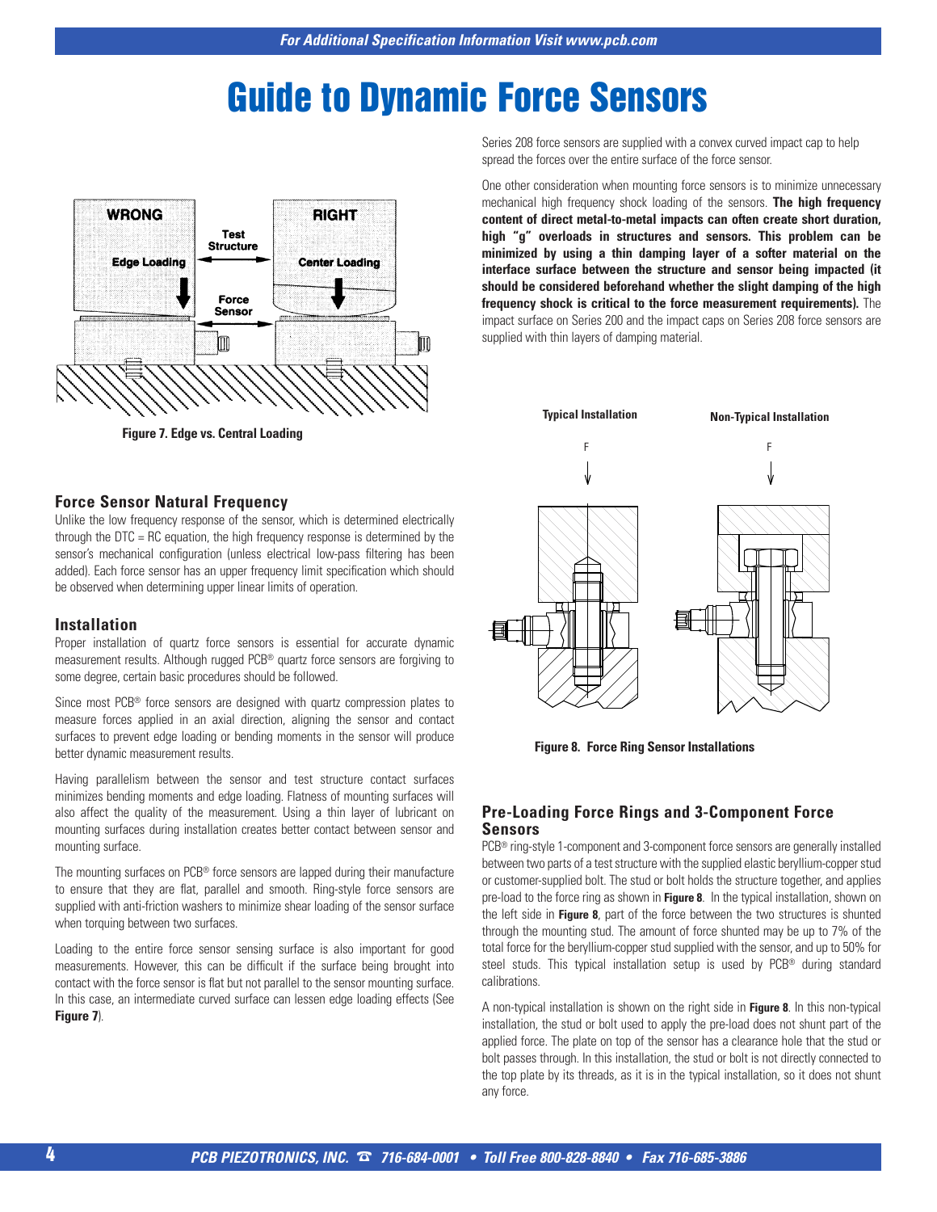# Guide to Dynamic Force Sensors

Figure 7. Edge vs. Central Loading

## Force Sensor Natural Frequency

Unlike the low frequency response of the sensor, which is determined electrically through the DTC = RC equation, the high frequency response is determined by the sensor's mechanical configuration (unless electrical low-pass filtering has been added). Each force sensor has an upper frequency limit specification which should be observed when determining upper linear limits of operation.

## Installation

Proper installation of quartz force sensors is essential for accurate dynamic measurement results. Although rugged PCB® quartz force sensors are forgiving to some degree, certain basic procedures should be followed.

Since most PCB® force sensors are designed with quartz compression plates to measure forces applied in an axial direction, aligning the sensor and contact surfaces to prevent edge loading or bending moments in the sensor will produce better dynamic measurement results.

Having parallelism between the sensor and test structure contact surfaces minimizes bending moments and edge loading. Flatness of mounting surfaces will also affect the quality of the measurement. Using a thin layer of lubricant on mounting surfaces during installation creates better contact between sensor and mounting surface.

The mounting surfaces on PCB® force sensors are lapped during their manufacture to ensure that they are flat, parallel and smooth. Ring-style force sensors are supplied with anti-friction washers to minimize shear loading of the sensor surface when torquing between two surfaces.

Loading to the entire force sensor sensing surface is also important for good measurements. However, this can be difficult if the surface being brought into contact with the force sensor is flat but not parallel to the sensor mounting surface. In this case, an intermediate curved surface can lessen edge loading effects (See **Figure 7**).

Series 208 force sensors are supplied with a convex curved impact cap to help spread the forces over the entire surface of the force sensor.

One other consideration when mounting force sensors is to minimize unnecessary mechanical high frequency shock loading of the sensors. **The high frequency content of direct metal-to-metal impacts can often create short duration, high "g" overloads in structures and sensors. This problem can be minimized by using a thin damping layer of a softer material on the interface surface between the structure and sensor being impacted (it should be considered beforehand whether the slight damping of the high frequency shock is critical to the force measurement requirements).** The impact surface on Series 200 and the impact caps on Series 208 force sensors are supplied with thin layers of damping material.

Figure 8. Force Ring Sensor Installations

## Pre-Loading Force Rings and 3-Component Force Sensors

PCB® ring-style 1-component and 3-component force sensors are generally installed between two parts of a test structure with the supplied elastic beryllium-copper stud or customer-supplied bolt. The stud or bolt holds the structure together, and applies pre-load to the force ring as shown in **Figure 8**. In the typical installation, shown on the left side in **Figure 8**, part of the force between the two structures is shunted through the mounting stud. The amount of force shunted may be up to 7% of the total force for the beryllium-copper stud supplied with the sensor, and up to 50% for steel studs. This typical installation setup is used by PCB® during standard calibrations.

A non-typical installation is shown on the right side in **Figure 8**. In this non-typical installation, the stud or bolt used to apply the pre-load does not shunt part of the applied force. The plate on top of the sensor has a clearance hole that the stud or bolt passes through. In this installation, the stud or bolt is not directly connected to the top plate by its threads, as it is in the typical installation, so it does not shunt any force.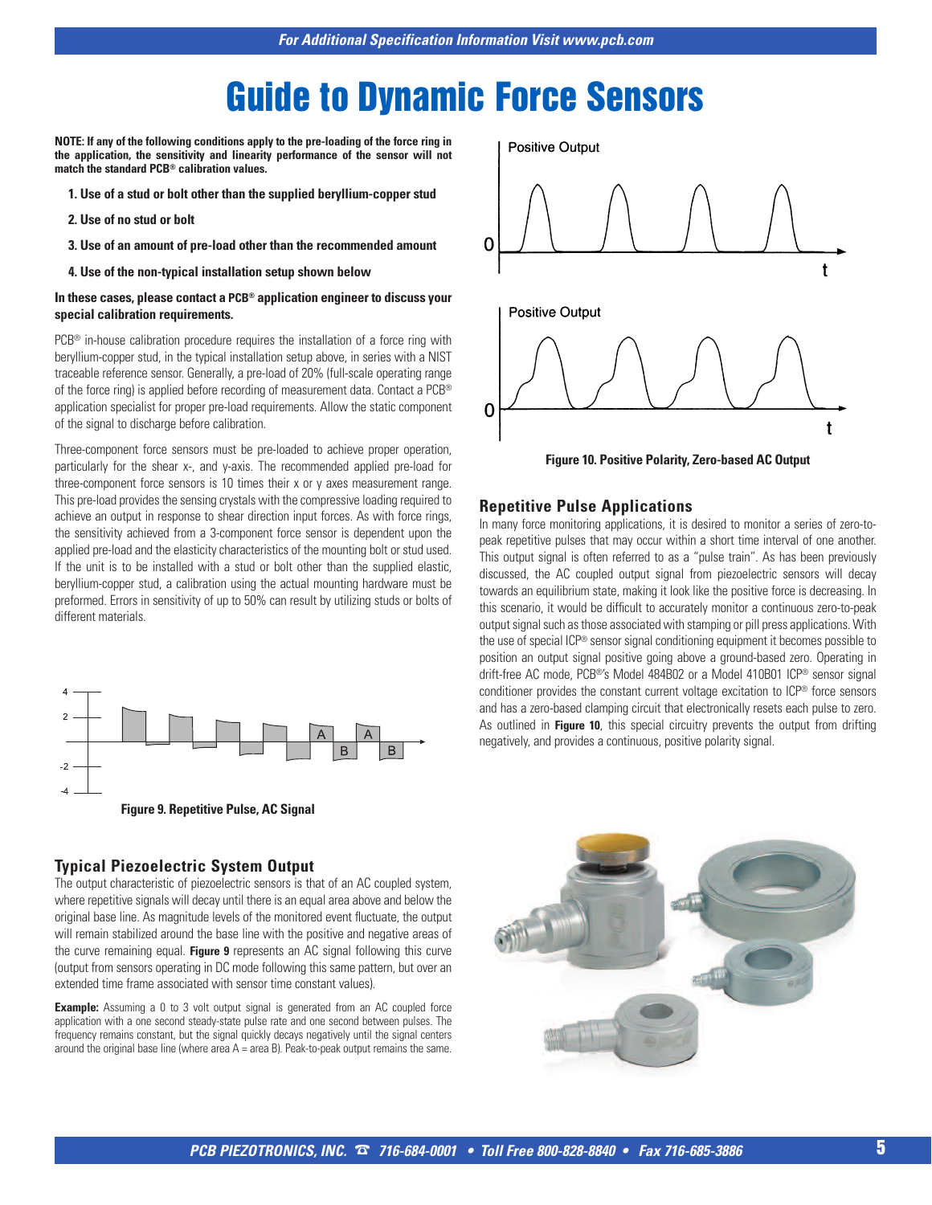# Guide to Dynamic Force Sensors

**NOTE: If any of the following conditions apply to the pre-loading of the force ring in the application, the sensitivity and linearity performance of the sensor will not match the standard PCB® calibration values.**

1. **Use of a stud or bolt other than the supplied beryllium-copper stud**
2. **Use of no stud or bolt**
3. **Use of an amount of pre-load other than the recommended amount**
4. **Use of the non-typical installation setup shown below**

**In these cases, please contact a PCB® application engineer to discuss your special calibration requirements.**

PCB® in-house calibration procedure requires the installation of a force ring with beryllium-copper stud, in the typical installation setup above, in series with a NIST traceable reference sensor. Generally, a pre-load of 20% (full-scale operating range of the force ring) is applied before recording of measurement data. Contact a PCB® application specialist for proper pre-load requirements. Allow the static component of the signal to discharge before calibration.

Three-component force sensors must be pre-loaded to achieve proper operation, particularly for the shear x-, and y-axis. The recommended applied pre-load for three-component force sensors is 10 times their x or y axes measurement range. This pre-load provides the sensing crystals with the compressive loading required to achieve an output in response to shear direction input forces. As with force rings, the sensitivity achieved from a 3-component force sensor is dependent upon the applied pre-load and the elasticity characteristics of the mounting bolt or stud used. If the unit is to be installed with a stud or bolt other than the supplied elastic, beryllium-copper stud, a calibration using the actual mounting hardware must be preformed. Errors in sensitivity of up to 50% can result by utilizing studs or bolts of different materials.

**Figure 9. Repetitive Pulse, AC Signal**

## Typical Piezoelectric System Output

The output characteristic of piezoelectric sensors is that of an AC coupled system, where repetitive signals will decay until there is an equal area above and below the original base line. As magnitude levels of the monitored event fluctuate, the output will remain stabilized around the base line with the positive and negative areas of the curve remaining equal. **Figure 9** represents an AC signal following this curve (output from sensors operating in DC mode following this same pattern, but over an extended time frame associated with sensor time constant values).

**Example:** Assuming a 0 to 3 volt output signal is generated from an AC coupled force application with a one second steady-state pulse rate and one second between pulses. The frequency remains constant, but the signal quickly decays negatively until the signal centers around the original base line (where area A = area B). Peak-to-peak output remains the same.

**Figure 10. Positive Polarity, Zero-based AC Output**

## Repetitive Pulse Applications

In many force monitoring applications, it is desired to monitor a series of zero-to-peak repetitive pulses that may occur within a short time interval of one another. This output signal is often referred to as a "pulse train". As has been previously discussed, the AC coupled output signal from piezoelectric sensors will decay towards an equilibrium state, making it look like the positive force is decreasing. In this scenario, it would be difficult to accurately monitor a continuous zero-to-peak output signal such as those associated with stamping or pill press applications. With the use of special ICP® sensor signal conditioning equipment it becomes possible to position an output signal positive going above a ground-based zero. Operating in drift-free AC mode, PCB®'s Model 484B02 or a Model 410B01 ICP® sensor signal conditioner provides the constant current voltage excitation to ICP® force sensors and has a zero-based clamping circuit that electronically resets each pulse to zero. As outlined in **Figure 10**, this special circuitry prevents the output from drifting negatively, and provides a continuous, positive polarity signal.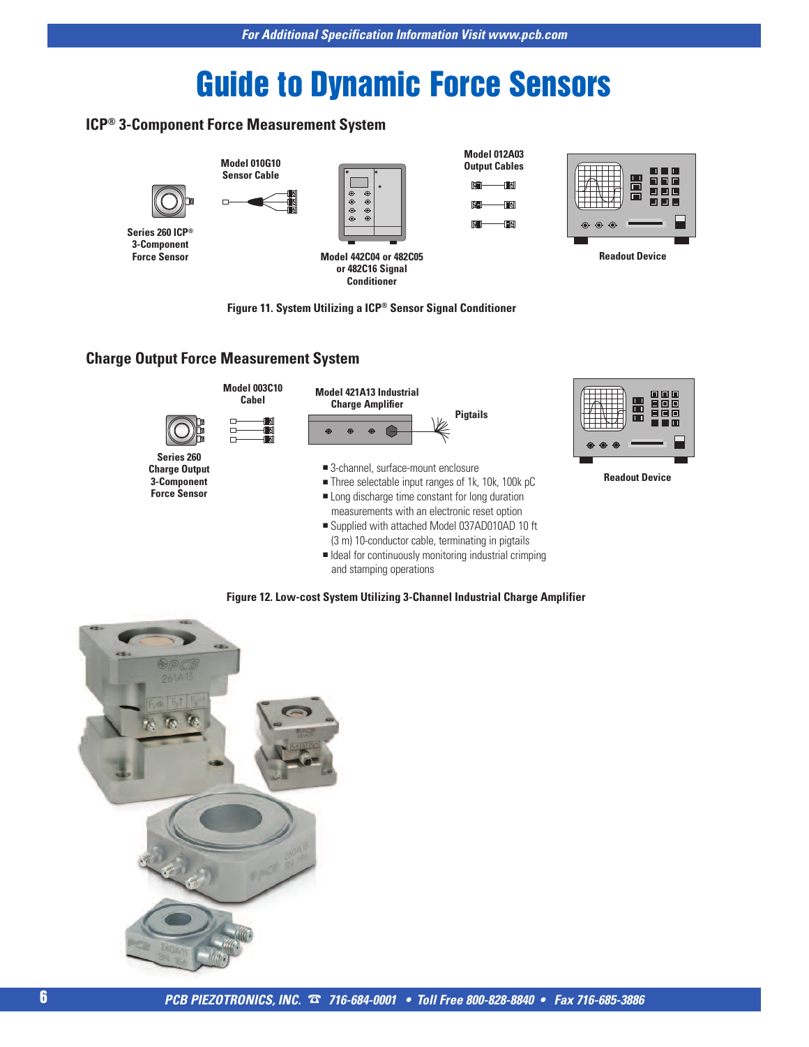# Guide to Dynamic Force Sensors

## ICP® 3-Component Force Measurement System

Series 260 ICP® 3-Component Force Sensor

Model 010G10 Sensor Cable

Model 442C04 or 482C05 or 482C16 Signal Conditioner

Model 012A03 Output Cables

Readout Device

**Figure 11. System Utilizing a ICP® Sensor Signal Conditioner**

## Charge Output Force Measurement System

Series 260 Charge Output 3-Component Force Sensor

Model 003C10 Cabel

Model 421A13 Industrial Charge Amplifier

Pigtails

Readout Device

- 3-channel, surface-mount enclosure
- Three selectable input ranges of 1k, 10k, 100k pC
- Long discharge time constant for long duration measurements with an electronic reset option
- Supplied with attached Model 037AD010AD 10 ft (3 m) 10-conductor cable, terminating in pigtails
- Ideal for continuously monitoring industrial crimping and stamping operations

**Figure 12. Low-cost System Utilizing 3-Channel Industrial Charge Amplifier**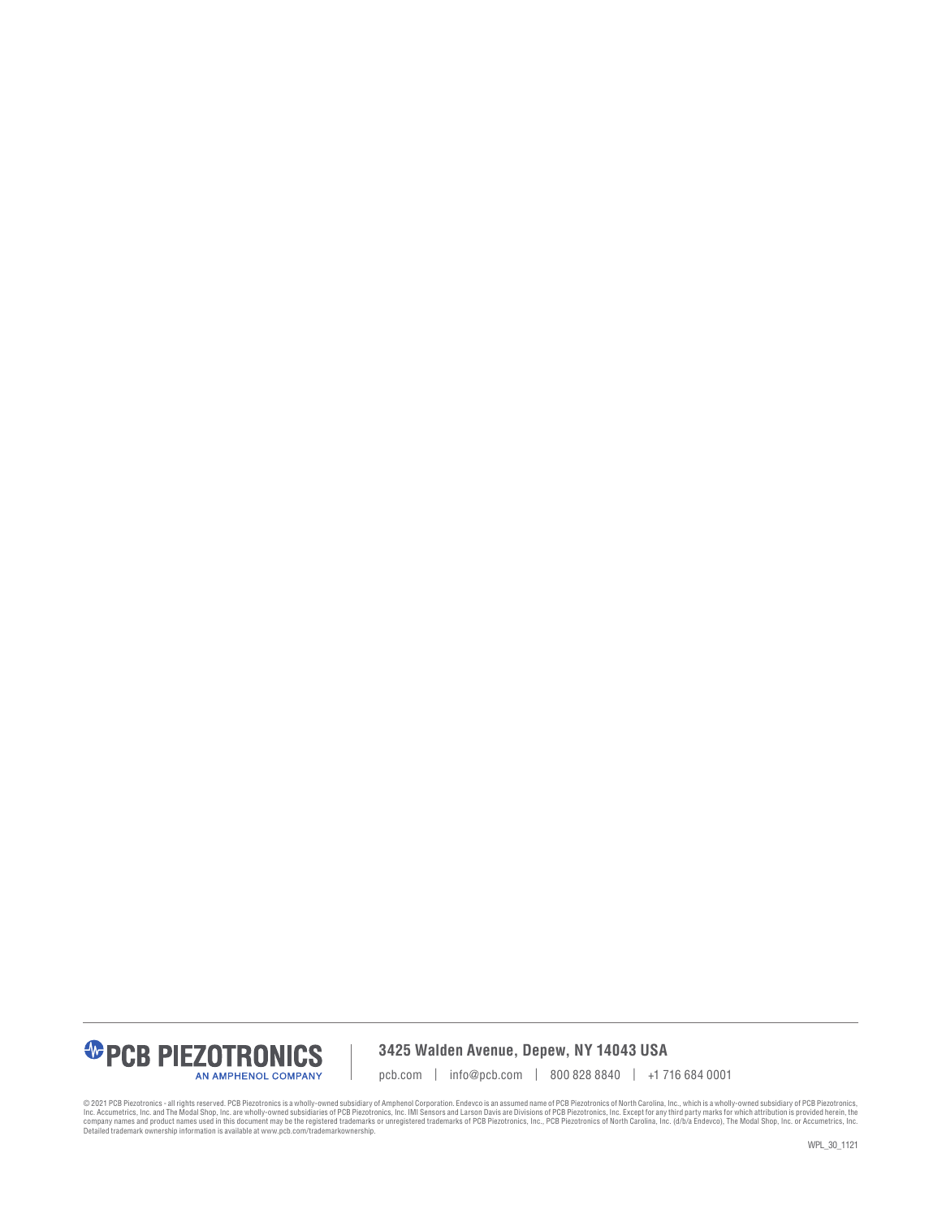PCB PIEZOTRONICS
AN AMPHENOL COMPANY

**3425 Walden Avenue, Depew, NY 14043 USA**

pcb.com | info@pcb.com | 800 828 8840 | +1 716 684 0001

© 2021 PCB Piezotronics - all rights reserved. PCB Piezotronics is a wholly-owned subsidiary of Amphenol Corporation. Endevco is an assumed name of PCB Piezotronics of North Carolina, Inc., which is a wholly-owned subsidiary of PCB Piezotronics, Inc. Accumetrics, Inc. and The Modal Shop, Inc. are wholly-owned subsidiaries of PCB Piezotronics, Inc. IMI Sensors and Larson Davis are Divisions of PCB Piezotronics, Inc. Except for any third party marks for which attribution is provided herein, the company names and product names used in this document may be the registered trademarks or unregistered trademarks of PCB Piezotronics, Inc., PCB Piezotronics of North Carolina, Inc. (d/b/a Endevco), The Modal Shop, Inc. or Accumetrics, Inc. Detailed trademark ownership information is available at www.pcb.com/trademarkownership.

WPL_30_1121